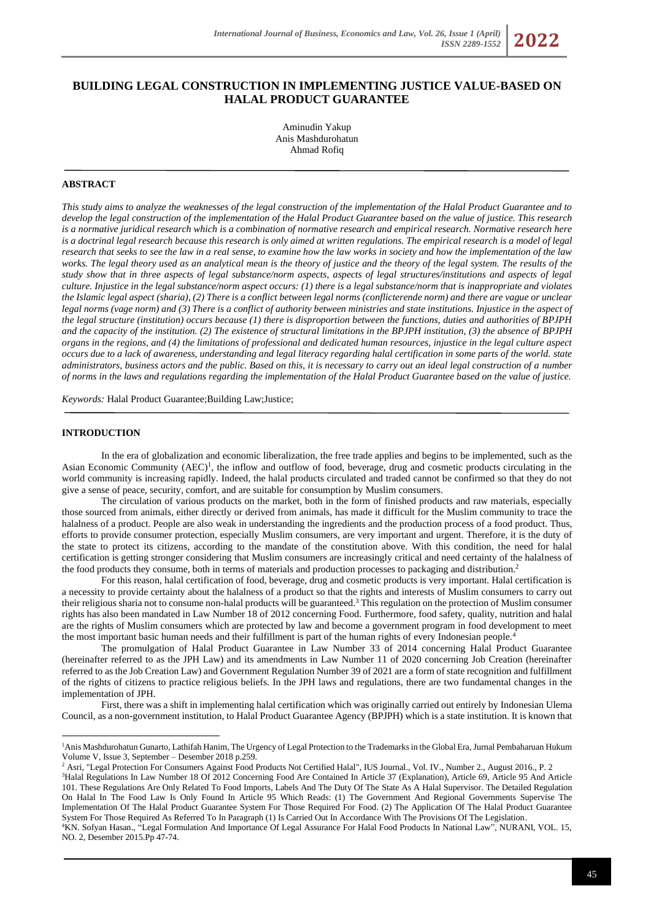# BUILDING LEGAL CONSTRUCTION IN IMPLEMENTING JUSTICE VALUE-BASED ON HALAL PRODUCT GUARANTEE

Aminudin Yakup
Anis Mashdurohatun
Ahmad Rofiq

## ABSTRACT

*This study aims to analyze the weaknesses of the legal construction of the implementation of the Halal Product Guarantee and to develop the legal construction of the implementation of the Halal Product Guarantee based on the value of justice. This research is a normative juridical research which is a combination of normative research and empirical research. Normative research here is a doctrinal legal research because this research is only aimed at written regulations. The empirical research is a model of legal research that seeks to see the law in a real sense, to examine how the law works in society and how the implementation of the law works. The legal theory used as an analytical mean is the theory of justice and the theory of the legal system. The results of the study show that in three aspects of legal substance/norm aspects, aspects of legal structures/institutions and aspects of legal culture. Injustice in the legal substance/norm aspect occurs: (1) there is a legal substance/norm that is inappropriate and violates the Islamic legal aspect (sharia), (2) There is a conflict between legal norms (conflicterende norm) and there are vague or unclear legal norms (vage norm) and (3) There is a conflict of authority between ministries and state institutions. Injustice in the aspect of the legal structure (institution) occurs because (1) there is disproportion between the functions, duties and authorities of BPJPH and the capacity of the institution. (2) The existence of structural limitations in the BPJPH institution, (3) the absence of BPJPH organs in the regions, and (4) the limitations of professional and dedicated human resources, injustice in the legal culture aspect occurs due to a lack of awareness, understanding and legal literacy regarding halal certification in some parts of the world. state administrators, business actors and the public. Based on this, it is necessary to carry out an ideal legal construction of a number of norms in the laws and regulations regarding the implementation of the Halal Product Guarantee based on the value of justice.*

*Keywords:* Halal Product Guarantee;Building Law;Justice;

## INTRODUCTION

In the era of globalization and economic liberalization, the free trade applies and begins to be implemented, such as the Asian Economic Community (AEC)[1], the inflow and outflow of food, beverage, drug and cosmetic products circulating in the world community is increasing rapidly. Indeed, the halal products circulated and traded cannot be confirmed so that they do not give a sense of peace, security, comfort, and are suitable for consumption by Muslim consumers.

The circulation of various products on the market, both in the form of finished products and raw materials, especially those sourced from animals, either directly or derived from animals, has made it difficult for the Muslim community to trace the halalness of a product. People are also weak in understanding the ingredients and the production process of a food product. Thus, efforts to provide consumer protection, especially Muslim consumers, are very important and urgent. Therefore, it is the duty of the state to protect its citizens, according to the mandate of the constitution above. With this condition, the need for halal certification is getting stronger considering that Muslim consumers are increasingly critical and need certainty of the halalness of the food products they consume, both in terms of materials and production processes to packaging and distribution.[2]

For this reason, halal certification of food, beverage, drug and cosmetic products is very important. Halal certification is a necessity to provide certainty about the halalness of a product so that the rights and interests of Muslim consumers to carry out their religious sharia not to consume non-halal products will be guaranteed.[3] This regulation on the protection of Muslim consumer rights has also been mandated in Law Number 18 of 2012 concerning Food. Furthermore, food safety, quality, nutrition and halal are the rights of Muslim consumers which are protected by law and become a government program in food development to meet the most important basic human needs and their fulfillment is part of the human rights of every Indonesian people.[4]

The promulgation of Halal Product Guarantee in Law Number 33 of 2014 concerning Halal Product Guarantee (hereinafter referred to as the JPH Law) and its amendments in Law Number 11 of 2020 concerning Job Creation (hereinafter referred to as the Job Creation Law) and Government Regulation Number 39 of 2021 are a form of state recognition and fulfillment of the rights of citizens to practice religious beliefs. In the JPH laws and regulations, there are two fundamental changes in the implementation of JPH.

First, there was a shift in implementing halal certification which was originally carried out entirely by Indonesian Ulema Council, as a non-government institution, to Halal Product Guarantee Agency (BPJPH) which is a state institution. It is known that

---

[1] Anis Mashdurohatun Gunarto, Lathifah Hanim, The Urgency of Legal Protection to the Trademarks in the Global Era, Jurnal Pembaharuan Hukum Volume V, Issue 3, September – Desember 2018 p.259.

[2] Asri, "Legal Protection For Consumers Against Food Products Not Certified Halal", IUS Journal., Vol. IV., Number 2., August 2016., P. 2

[3] Halal Regulations In Law Number 18 Of 2012 Concerning Food Are Contained In Article 37 (Explanation), Article 69, Article 95 And Article 101. These Regulations Are Only Related To Food Imports, Labels And The Duty Of The State As A Halal Supervisor. The Detailed Regulation On Halal In The Food Law Is Only Found In Article 95 Which Reads: (1) The Government And Regional Governments Supervise The Implementation Of The Halal Product Guarantee System For Those Required For Food. (2) The Application Of The Halal Product Guarantee System For Those Required As Referred To In Paragraph (1) Is Carried Out In Accordance With The Provisions Of The Legislation.

[4] KN. Sofyan Hasan., "Legal Formulation And Importance Of Legal Assurance For Halal Food Products In National Law", NURANI, VOL. 15, NO. 2, Desember 2015.Pp 47-74.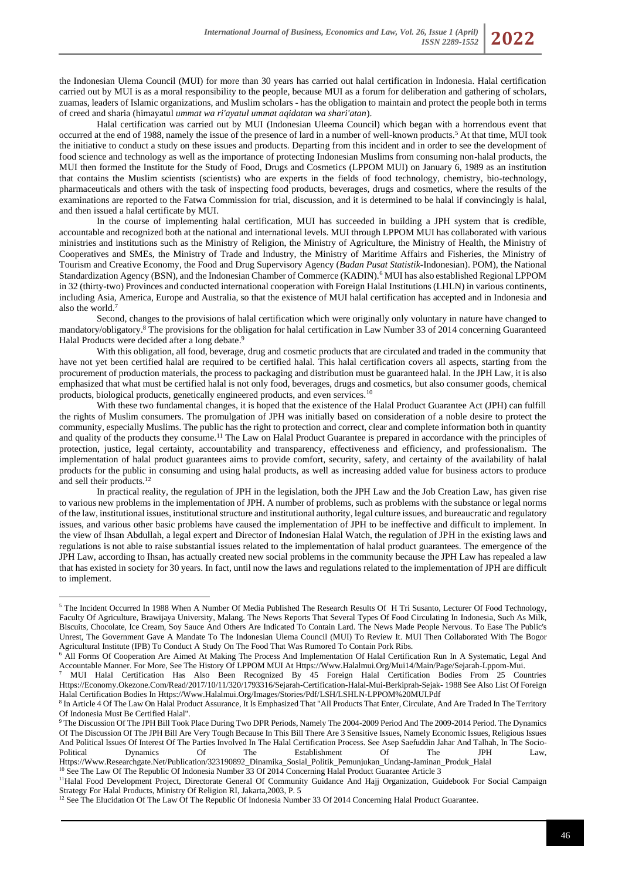the Indonesian Ulema Council (MUI) for more than 30 years has carried out halal certification in Indonesia. Halal certification carried out by MUI is as a moral responsibility to the people, because MUI as a forum for deliberation and gathering of scholars, zuamas, leaders of Islamic organizations, and Muslim scholars - has the obligation to maintain and protect the people both in terms of creed and sharia (himayatul *ummat wa ri'ayatul ummat aqidatan wa shari'atan*).

Halal certification was carried out by MUI (Indonesian Uleema Council) which began with a horrendous event that occurred at the end of 1988, namely the issue of the presence of lard in a number of well-known products.[5] At that time, MUI took the initiative to conduct a study on these issues and products. Departing from this incident and in order to see the development of food science and technology as well as the importance of protecting Indonesian Muslims from consuming non-halal products, the MUI then formed the Institute for the Study of Food, Drugs and Cosmetics (LPPOM MUI) on January 6, 1989 as an institution that contains the Muslim scientists (scientists) who are experts in the fields of food technology, chemistry, bio-technology, pharmaceuticals and others with the task of inspecting food products, beverages, drugs and cosmetics, where the results of the examinations are reported to the Fatwa Commission for trial, discussion, and it is determined to be halal if convincingly is halal, and then issued a halal certificate by MUI.

In the course of implementing halal certification, MUI has succeeded in building a JPH system that is credible, accountable and recognized both at the national and international levels. MUI through LPPOM MUI has collaborated with various ministries and institutions such as the Ministry of Religion, the Ministry of Agriculture, the Ministry of Health, the Ministry of Cooperatives and SMEs, the Ministry of Trade and Industry, the Ministry of Maritime Affairs and Fisheries, the Ministry of Tourism and Creative Economy, the Food and Drug Supervisory Agency (*Badan Pusat Statistik*-Indonesian). POM), the National Standardization Agency (BSN), and the Indonesian Chamber of Commerce (KADIN).[6] MUI has also established Regional LPPOM in 32 (thirty-two) Provinces and conducted international cooperation with Foreign Halal Institutions (LHLN) in various continents, including Asia, America, Europe and Australia, so that the existence of MUI halal certification has accepted and in Indonesia and also the world.[7]

Second, changes to the provisions of halal certification which were originally only voluntary in nature have changed to mandatory/obligatory.[8] The provisions for the obligation for halal certification in Law Number 33 of 2014 concerning Guaranteed Halal Products were decided after a long debate.[9]

With this obligation, all food, beverage, drug and cosmetic products that are circulated and traded in the community that have not yet been certified halal are required to be certified halal. This halal certification covers all aspects, starting from the procurement of production materials, the process to packaging and distribution must be guaranteed halal. In the JPH Law, it is also emphasized that what must be certified halal is not only food, beverages, drugs and cosmetics, but also consumer goods, chemical products, biological products, genetically engineered products, and even services.[10]

With these two fundamental changes, it is hoped that the existence of the Halal Product Guarantee Act (JPH) can fulfill the rights of Muslim consumers. The promulgation of JPH was initially based on consideration of a noble desire to protect the community, especially Muslims. The public has the right to protection and correct, clear and complete information both in quantity and quality of the products they consume.[11] The Law on Halal Product Guarantee is prepared in accordance with the principles of protection, justice, legal certainty, accountability and transparency, effectiveness and efficiency, and professionalism. The implementation of halal product guarantees aims to provide comfort, security, safety, and certainty of the availability of halal products for the public in consuming and using halal products, as well as increasing added value for business actors to produce and sell their products.[12]

In practical reality, the regulation of JPH in the legislation, both the JPH Law and the Job Creation Law, has given rise to various new problems in the implementation of JPH. A number of problems, such as problems with the substance or legal norms of the law, institutional issues, institutional structure and institutional authority, legal culture issues, and bureaucratic and regulatory issues, and various other basic problems have caused the implementation of JPH to be ineffective and difficult to implement. In the view of Ihsan Abdullah, a legal expert and Director of Indonesian Halal Watch, the regulation of JPH in the existing laws and regulations is not able to raise substantial issues related to the implementation of halal product guarantees. The emergence of the JPH Law, according to Ihsan, has actually created new social problems in the community because the JPH Law has repealed a law that has existed in society for 30 years. In fact, until now the laws and regulations related to the implementation of JPH are difficult to implement.

---

[5] The Incident Occurred In 1988 When A Number Of Media Published The Research Results Of H Tri Susanto, Lecturer Of Food Technology, Faculty Of Agriculture, Brawijaya University, Malang. The News Reports That Several Types Of Food Circulating In Indonesia, Such As Milk, Biscuits, Chocolate, Ice Cream, Soy Sauce And Others Are Indicated To Contain Lard. The News Made People Nervous. To Ease The Public's Unrest, The Government Gave A Mandate To The Indonesian Ulema Council (MUI) To Review It. MUI Then Collaborated With The Bogor Agricultural Institute (IPB) To Conduct A Study On The Food That Was Rumored To Contain Pork Ribs.

[6] All Forms Of Cooperation Are Aimed At Making The Process And Implementation Of Halal Certification Run In A Systematic, Legal And Accountable Manner. For More, See The History Of LPPOM MUI At Https://Www.Halalmui.Org/Mui14/Main/Page/Sejarah-Lppom-Mui.

[7] MUI Halal Certification Has Also Been Recognized By 45 Foreign Halal Certification Bodies From 25 Countries Https://Economy.Okezone.Com/Read/2017/10/11/320/1793316/Sejarah-Certification-Halal-Mui-Berkiprah-Sejak- 1988 See Also List Of Foreign Halal Certification Bodies In Https://Www.Halalmui.Org/Images/Stories/Pdf/LSH/LSHLN-LPPOM%20MUI.Pdf

[8] In Article 4 Of The Law On Halal Product Assurance, It Is Emphasized That "All Products That Enter, Circulate, And Are Traded In The Territory Of Indonesia Must Be Certified Halal".

[9] The Discussion Of The JPH Bill Took Place During Two DPR Periods, Namely The 2004-2009 Period And The 2009-2014 Period. The Dynamics Of The Discussion Of The JPH Bill Are Very Tough Because In This Bill There Are 3 Sensitive Issues, Namely Economic Issues, Religious Issues And Political Issues Of Interest Of The Parties Involved In The Halal Certification Process. See Asep Saefuddin Jahar And Talhah, In The Socio-Political Dynamics Of The Establishment Of The JPH Law, Https://Www.Researchgate.Net/Publication/323190892_Dinamika_Sosial_Politik_Pemunjukan_Undang-Jaminan_Produk_Halal

[10] See The Law Of The Republic Of Indonesia Number 33 Of 2014 Concerning Halal Product Guarantee Article 3

[11] Halal Food Development Project, Directorate General Of Community Guidance And Hajj Organization, Guidebook For Social Campaign Strategy For Halal Products, Ministry Of Religion RI, Jakarta,2003, P. 5

[12] See The Elucidation Of The Law Of The Republic Of Indonesia Number 33 Of 2014 Concerning Halal Product Guarantee.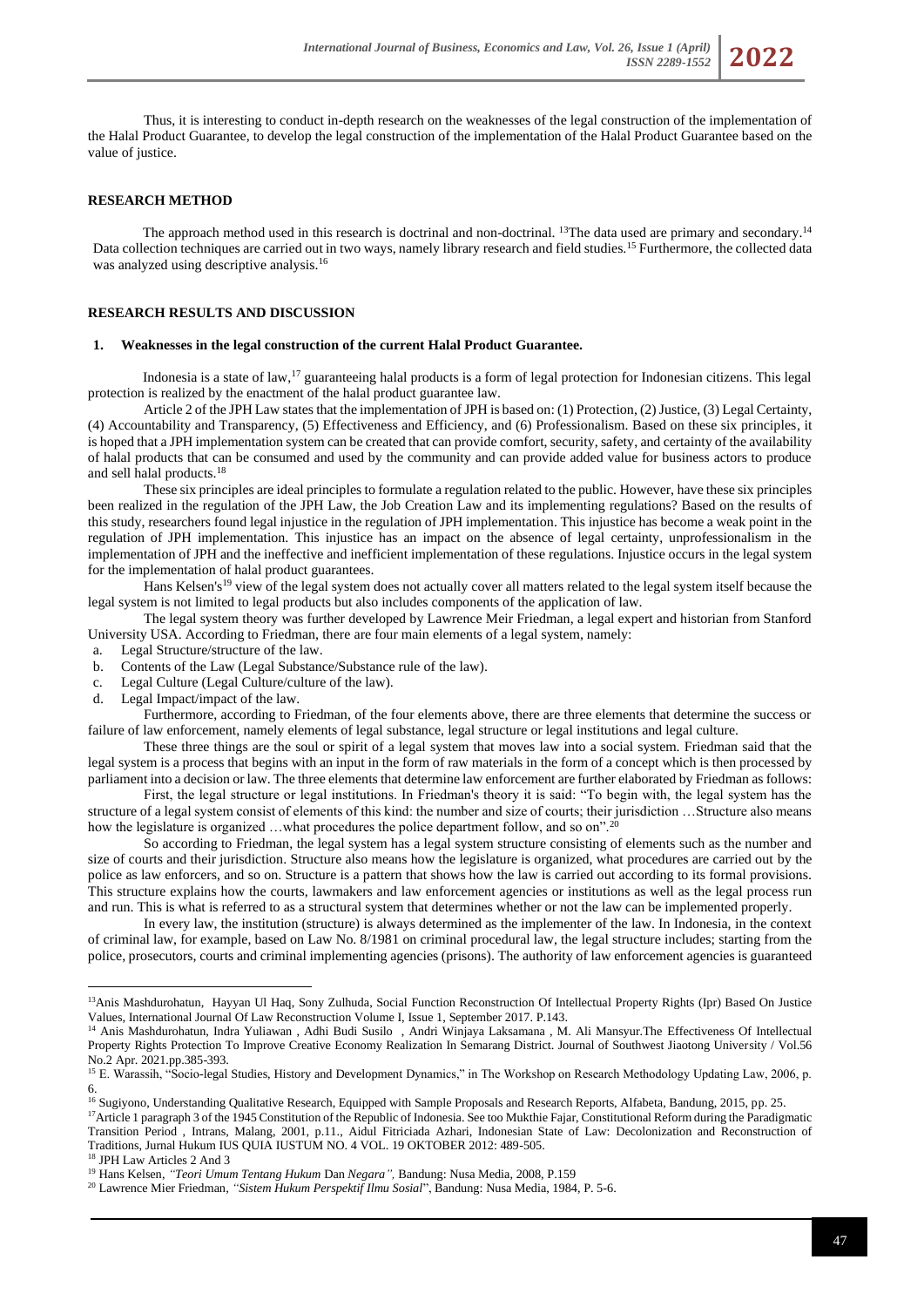Thus, it is interesting to conduct in-depth research on the weaknesses of the legal construction of the implementation of the Halal Product Guarantee, to develop the legal construction of the implementation of the Halal Product Guarantee based on the value of justice.

## RESEARCH METHOD

The approach method used in this research is doctrinal and non-doctrinal. [13]The data used are primary and secondary.[14] Data collection techniques are carried out in two ways, namely library research and field studies.[15] Furthermore, the collected data was analyzed using descriptive analysis.[16]

## RESEARCH RESULTS AND DISCUSSION

### 1. Weaknesses in the legal construction of the current Halal Product Guarantee.

Indonesia is a state of law,[17] guaranteeing halal products is a form of legal protection for Indonesian citizens. This legal protection is realized by the enactment of the halal product guarantee law.

Article 2 of the JPH Law states that the implementation of JPH is based on: (1) Protection, (2) Justice, (3) Legal Certainty, (4) Accountability and Transparency, (5) Effectiveness and Efficiency, and (6) Professionalism. Based on these six principles, it is hoped that a JPH implementation system can be created that can provide comfort, security, safety, and certainty of the availability of halal products that can be consumed and used by the community and can provide added value for business actors to produce and sell halal products.[18]

These six principles are ideal principles to formulate a regulation related to the public. However, have these six principles been realized in the regulation of the JPH Law, the Job Creation Law and its implementing regulations? Based on the results of this study, researchers found legal injustice in the regulation of JPH implementation. This injustice has become a weak point in the regulation of JPH implementation. This injustice has an impact on the absence of legal certainty, unprofessionalism in the implementation of JPH and the ineffective and inefficient implementation of these regulations. Injustice occurs in the legal system for the implementation of halal product guarantees.

Hans Kelsen's[19] view of the legal system does not actually cover all matters related to the legal system itself because the legal system is not limited to legal products but also includes components of the application of law.

The legal system theory was further developed by Lawrence Meir Friedman, a legal expert and historian from Stanford University USA. According to Friedman, there are four main elements of a legal system, namely:

a. Legal Structure/structure of the law.
b. Contents of the Law (Legal Substance/Substance rule of the law).
c. Legal Culture (Legal Culture/culture of the law).
d. Legal Impact/impact of the law.

Furthermore, according to Friedman, of the four elements above, there are three elements that determine the success or failure of law enforcement, namely elements of legal substance, legal structure or legal institutions and legal culture.

These three things are the soul or spirit of a legal system that moves law into a social system. Friedman said that the legal system is a process that begins with an input in the form of raw materials in the form of a concept which is then processed by parliament into a decision or law. The three elements that determine law enforcement are further elaborated by Friedman as follows:

First, the legal structure or legal institutions. In Friedman's theory it is said: "To begin with, the legal system has the structure of a legal system consist of elements of this kind: the number and size of courts; their jurisdiction …Structure also means how the legislature is organized …what procedures the police department follow, and so on".[20]

So according to Friedman, the legal system has a legal system structure consisting of elements such as the number and size of courts and their jurisdiction. Structure also means how the legislature is organized, what procedures are carried out by the police as law enforcers, and so on. Structure is a pattern that shows how the law is carried out according to its formal provisions. This structure explains how the courts, lawmakers and law enforcement agencies or institutions as well as the legal process run and run. This is what is referred to as a structural system that determines whether or not the law can be implemented properly.

In every law, the institution (structure) is always determined as the implementer of the law. In Indonesia, in the context of criminal law, for example, based on Law No. 8/1981 on criminal procedural law, the legal structure includes; starting from the police, prosecutors, courts and criminal implementing agencies (prisons). The authority of law enforcement agencies is guaranteed

---

[13]Anis Mashdurohatun, Hayyan Ul Haq, Sony Zulhuda, Social Function Reconstruction Of Intellectual Property Rights (Ipr) Based On Justice Values, International Journal Of Law Reconstruction Volume I, Issue 1, September 2017. P.143.

[14] Anis Mashdurohatun, Indra Yuliawan , Adhi Budi Susilo , Andri Winjaya Laksamana , M. Ali Mansyur.The Effectiveness Of Intellectual Property Rights Protection To Improve Creative Economy Realization In Semarang District. Journal of Southwest Jiaotong University / Vol.56 No.2 Apr. 2021.pp.385-393.

[15] E. Warassih, "Socio-legal Studies, History and Development Dynamics," in The Workshop on Research Methodology Updating Law, 2006, p. 6.

[16] Sugiyono, Understanding Qualitative Research, Equipped with Sample Proposals and Research Reports, Alfabeta, Bandung, 2015, pp. 25.

[17]Article 1 paragraph 3 of the 1945 Constitution of the Republic of Indonesia. See too Mukthie Fajar, Constitutional Reform during the Paradigmatic Transition Period , Intrans, Malang, 2001, p.11., Aidul Fitriciada Azhari, Indonesian State of Law: Decolonization and Reconstruction of Traditions, Jurnal Hukum IUS QUIA IUSTUM NO. 4 VOL. 19 OKTOBER 2012: 489-505.

[18] JPH Law Articles 2 And 3

[19] Hans Kelsen, *"Teori Umum Tentang Hukum* Dan *Negara",* Bandung: Nusa Media, 2008, P.159

[20] Lawrence Mier Friedman, *"Sistem Hukum Perspektif Ilmu Sosial*", Bandung: Nusa Media, 1984, P. 5-6.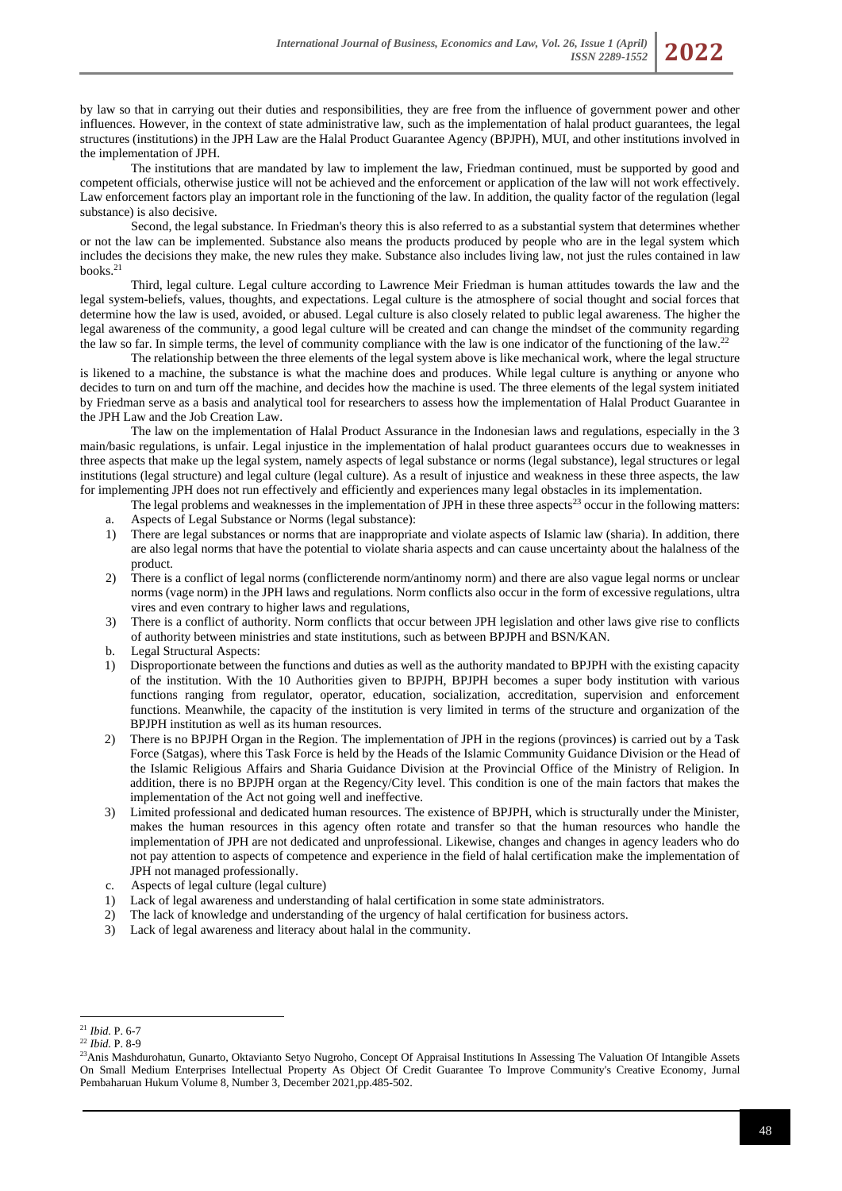by law so that in carrying out their duties and responsibilities, they are free from the influence of government power and other influences. However, in the context of state administrative law, such as the implementation of halal product guarantees, the legal structures (institutions) in the JPH Law are the Halal Product Guarantee Agency (BPJPH), MUI, and other institutions involved in the implementation of JPH.

The institutions that are mandated by law to implement the law, Friedman continued, must be supported by good and competent officials, otherwise justice will not be achieved and the enforcement or application of the law will not work effectively. Law enforcement factors play an important role in the functioning of the law. In addition, the quality factor of the regulation (legal substance) is also decisive.

Second, the legal substance. In Friedman's theory this is also referred to as a substantial system that determines whether or not the law can be implemented. Substance also means the products produced by people who are in the legal system which includes the decisions they make, the new rules they make. Substance also includes living law, not just the rules contained in law books.[21]

Third, legal culture. Legal culture according to Lawrence Meir Friedman is human attitudes towards the law and the legal system-beliefs, values, thoughts, and expectations. Legal culture is the atmosphere of social thought and social forces that determine how the law is used, avoided, or abused. Legal culture is also closely related to public legal awareness. The higher the legal awareness of the community, a good legal culture will be created and can change the mindset of the community regarding the law so far. In simple terms, the level of community compliance with the law is one indicator of the functioning of the law.[22]

The relationship between the three elements of the legal system above is like mechanical work, where the legal structure is likened to a machine, the substance is what the machine does and produces. While legal culture is anything or anyone who decides to turn on and turn off the machine, and decides how the machine is used. The three elements of the legal system initiated by Friedman serve as a basis and analytical tool for researchers to assess how the implementation of Halal Product Guarantee in the JPH Law and the Job Creation Law.

The law on the implementation of Halal Product Assurance in the Indonesian laws and regulations, especially in the 3 main/basic regulations, is unfair. Legal injustice in the implementation of halal product guarantees occurs due to weaknesses in three aspects that make up the legal system, namely aspects of legal substance or norms (legal substance), legal structures or legal institutions (legal structure) and legal culture (legal culture). As a result of injustice and weakness in these three aspects, the law for implementing JPH does not run effectively and efficiently and experiences many legal obstacles in its implementation.

The legal problems and weaknesses in the implementation of JPH in these three aspects[23] occur in the following matters:

a. Aspects of Legal Substance or Norms (legal substance):
   1) There are legal substances or norms that are inappropriate and violate aspects of Islamic law (sharia). In addition, there are also legal norms that have the potential to violate sharia aspects and can cause uncertainty about the halalness of the product.
   2) There is a conflict of legal norms (conflicterende norm/antinomy norm) and there are also vague legal norms or unclear norms (vage norm) in the JPH laws and regulations. Norm conflicts also occur in the form of excessive regulations, ultra vires and even contrary to higher laws and regulations,
   3) There is a conflict of authority. Norm conflicts that occur between JPH legislation and other laws give rise to conflicts of authority between ministries and state institutions, such as between BPJPH and BSN/KAN.

b. Legal Structural Aspects:
   1) Disproportionate between the functions and duties as well as the authority mandated to BPJPH with the existing capacity of the institution. With the 10 Authorities given to BPJPH, BPJPH becomes a super body institution with various functions ranging from regulator, operator, education, socialization, accreditation, supervision and enforcement functions. Meanwhile, the capacity of the institution is very limited in terms of the structure and organization of the BPJPH institution as well as its human resources.
   2) There is no BPJPH Organ in the Region. The implementation of JPH in the regions (provinces) is carried out by a Task Force (Satgas), where this Task Force is held by the Heads of the Islamic Community Guidance Division or the Head of the Islamic Religious Affairs and Sharia Guidance Division at the Provincial Office of the Ministry of Religion. In addition, there is no BPJPH organ at the Regency/City level. This condition is one of the main factors that makes the implementation of the Act not going well and ineffective.
   3) Limited professional and dedicated human resources. The existence of BPJPH, which is structurally under the Minister, makes the human resources in this agency often rotate and transfer so that the human resources who handle the implementation of JPH are not dedicated and unprofessional. Likewise, changes and changes in agency leaders who do not pay attention to aspects of competence and experience in the field of halal certification make the implementation of JPH not managed professionally.

c. Aspects of legal culture (legal culture)
   1) Lack of legal awareness and understanding of halal certification in some state administrators.
   2) The lack of knowledge and understanding of the urgency of halal certification for business actors.
   3) Lack of legal awareness and literacy about halal in the community.

---

[21] *Ibid.* P. 6-7

[22] *Ibid.* P. 8-9

[23] Anis Mashdurohatun, Gunarto, Oktavianto Setyo Nugroho, Concept Of Appraisal Institutions In Assessing The Valuation Of Intangible Assets On Small Medium Enterprises Intellectual Property As Object Of Credit Guarantee To Improve Community's Creative Economy, Jurnal Pembaharuan Hukum Volume 8, Number 3, December 2021,pp.485-502.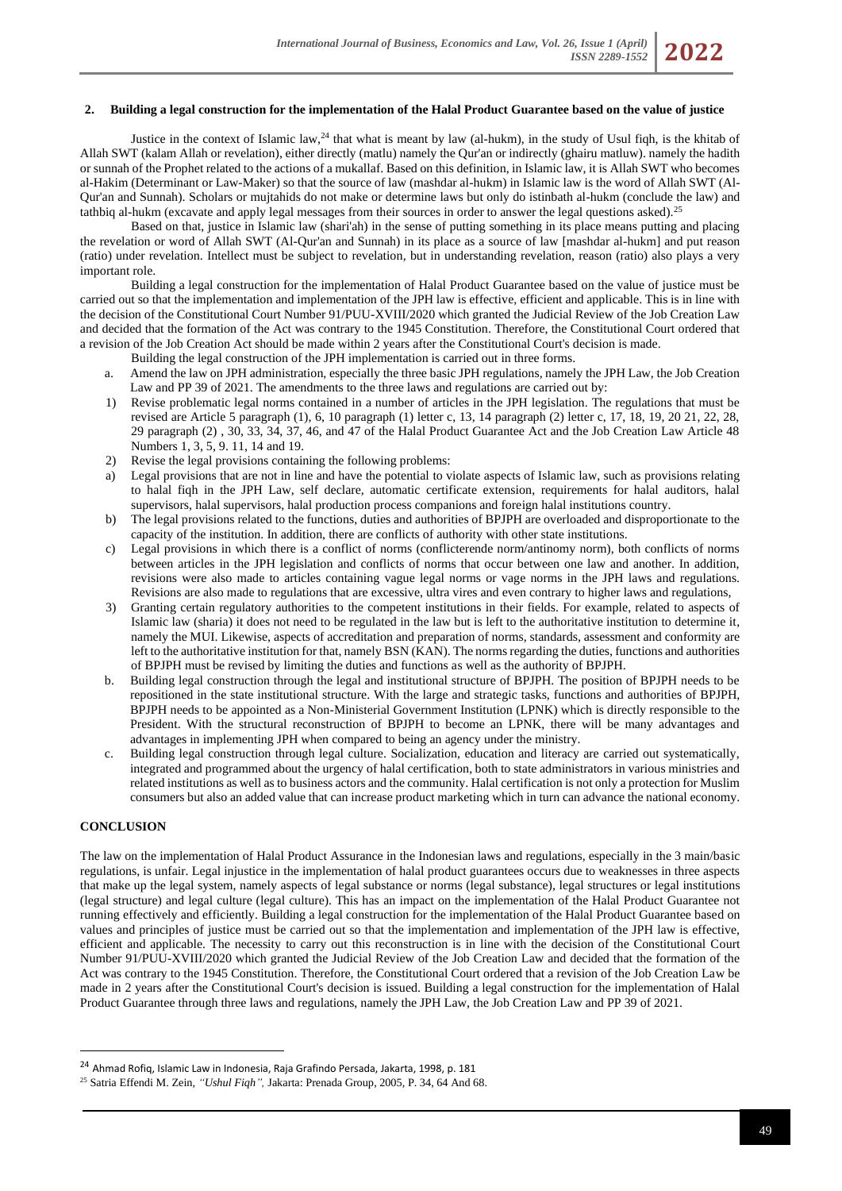## 2. Building a legal construction for the implementation of the Halal Product Guarantee based on the value of justice

Justice in the context of Islamic law,[24] that what is meant by law (al-hukm), in the study of Usul fiqh, is the khitab of Allah SWT (kalam Allah or revelation), either directly (matlu) namely the Qur'an or indirectly (ghairu matluw). namely the hadith or sunnah of the Prophet related to the actions of a mukallaf. Based on this definition, in Islamic law, it is Allah SWT who becomes al-Hakim (Determinant or Law-Maker) so that the source of law (mashdar al-hukm) in Islamic law is the word of Allah SWT (Al-Qur'an and Sunnah). Scholars or mujtahids do not make or determine laws but only do istinbath al-hukm (conclude the law) and tathbiq al-hukm (excavate and apply legal messages from their sources in order to answer the legal questions asked).[25]

Based on that, justice in Islamic law (shari'ah) in the sense of putting something in its place means putting and placing the revelation or word of Allah SWT (Al-Qur'an and Sunnah) in its place as a source of law [mashdar al-hukm] and put reason (ratio) under revelation. Intellect must be subject to revelation, but in understanding revelation, reason (ratio) also plays a very important role.

Building a legal construction for the implementation of Halal Product Guarantee based on the value of justice must be carried out so that the implementation and implementation of the JPH law is effective, efficient and applicable. This is in line with the decision of the Constitutional Court Number 91/PUU-XVIII/2020 which granted the Judicial Review of the Job Creation Law and decided that the formation of the Act was contrary to the 1945 Constitution. Therefore, the Constitutional Court ordered that a revision of the Job Creation Act should be made within 2 years after the Constitutional Court's decision is made.

Building the legal construction of the JPH implementation is carried out in three forms.

a. Amend the law on JPH administration, especially the three basic JPH regulations, namely the JPH Law, the Job Creation Law and PP 39 of 2021. The amendments to the three laws and regulations are carried out by:

1) Revise problematic legal norms contained in a number of articles in the JPH legislation. The regulations that must be revised are Article 5 paragraph (1), 6, 10 paragraph (1) letter c, 13, 14 paragraph (2) letter c, 17, 18, 19, 20 21, 22, 28, 29 paragraph (2) , 30, 33, 34, 37, 46, and 47 of the Halal Product Guarantee Act and the Job Creation Law Article 48 Numbers 1, 3, 5, 9. 11, 14 and 19.

2) Revise the legal provisions containing the following problems:

a) Legal provisions that are not in line and have the potential to violate aspects of Islamic law, such as provisions relating to halal fiqh in the JPH Law, self declare, automatic certificate extension, requirements for halal auditors, halal supervisors, halal supervisors, halal production process companions and foreign halal institutions country.

b) The legal provisions related to the functions, duties and authorities of BPJPH are overloaded and disproportionate to the capacity of the institution. In addition, there are conflicts of authority with other state institutions.

c) Legal provisions in which there is a conflict of norms (conflicterende norm/antinomy norm), both conflicts of norms between articles in the JPH legislation and conflicts of norms that occur between one law and another. In addition, revisions were also made to articles containing vague legal norms or vage norms in the JPH laws and regulations. Revisions are also made to regulations that are excessive, ultra vires and even contrary to higher laws and regulations,

3) Granting certain regulatory authorities to the competent institutions in their fields. For example, related to aspects of Islamic law (sharia) it does not need to be regulated in the law but is left to the authoritative institution to determine it, namely the MUI. Likewise, aspects of accreditation and preparation of norms, standards, assessment and conformity are left to the authoritative institution for that, namely BSN (KAN). The norms regarding the duties, functions and authorities of BPJPH must be revised by limiting the duties and functions as well as the authority of BPJPH.

b. Building legal construction through the legal and institutional structure of BPJPH. The position of BPJPH needs to be repositioned in the state institutional structure. With the large and strategic tasks, functions and authorities of BPJPH, BPJPH needs to be appointed as a Non-Ministerial Government Institution (LPNK) which is directly responsible to the President. With the structural reconstruction of BPJPH to become an LPNK, there will be many advantages and advantages in implementing JPH when compared to being an agency under the ministry.

c. Building legal construction through legal culture. Socialization, education and literacy are carried out systematically, integrated and programmed about the urgency of halal certification, both to state administrators in various ministries and related institutions as well as to business actors and the community. Halal certification is not only a protection for Muslim consumers but also an added value that can increase product marketing which in turn can advance the national economy.

## CONCLUSION

The law on the implementation of Halal Product Assurance in the Indonesian laws and regulations, especially in the 3 main/basic regulations, is unfair. Legal injustice in the implementation of halal product guarantees occurs due to weaknesses in three aspects that make up the legal system, namely aspects of legal substance or norms (legal substance), legal structures or legal institutions (legal structure) and legal culture (legal culture). This has an impact on the implementation of the Halal Product Guarantee not running effectively and efficiently. Building a legal construction for the implementation of the Halal Product Guarantee based on values and principles of justice must be carried out so that the implementation and implementation of the JPH law is effective, efficient and applicable. The necessity to carry out this reconstruction is in line with the decision of the Constitutional Court Number 91/PUU-XVIII/2020 which granted the Judicial Review of the Job Creation Law and decided that the formation of the Act was contrary to the 1945 Constitution. Therefore, the Constitutional Court ordered that a revision of the Job Creation Law be made in 2 years after the Constitutional Court's decision is issued. Building a legal construction for the implementation of Halal Product Guarantee through three laws and regulations, namely the JPH Law, the Job Creation Law and PP 39 of 2021.

---

[24] Ahmad Rofiq, Islamic Law in Indonesia, Raja Grafindo Persada, Jakarta, 1998, p. 181

[25] Satria Effendi M. Zein, *"Ushul Fiqh",* Jakarta: Prenada Group, 2005, P. 34, 64 And 68.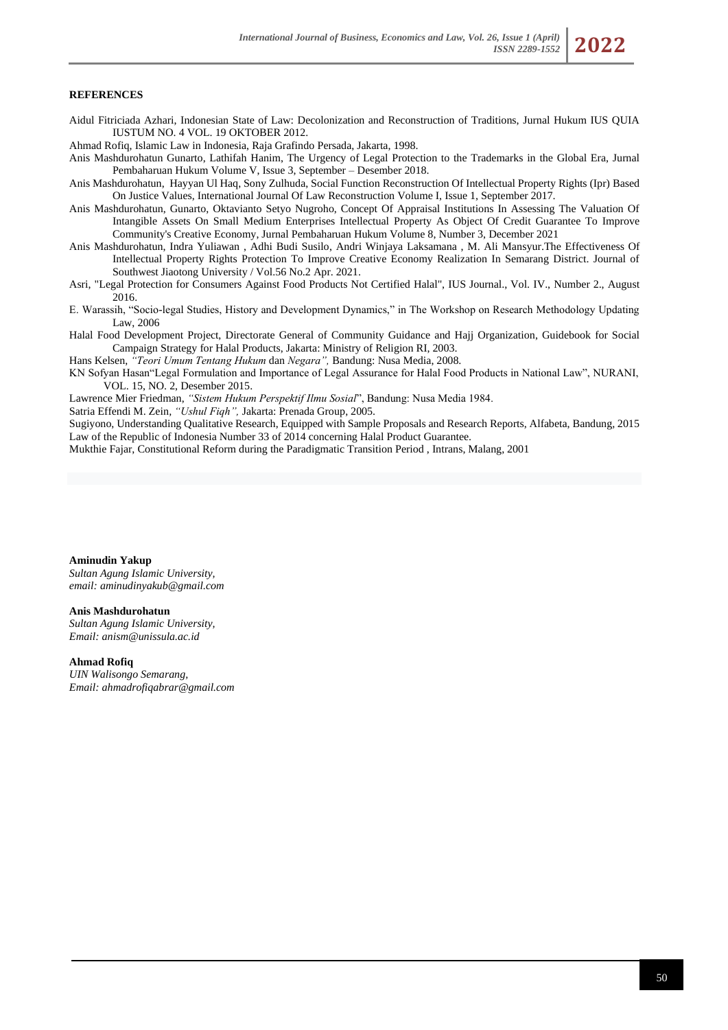**REFERENCES**

Aidul Fitriciada Azhari, Indonesian State of Law: Decolonization and Reconstruction of Traditions, Jurnal Hukum IUS QUIA IUSTUM NO. 4 VOL. 19 OKTOBER 2012.

Ahmad Rofiq, Islamic Law in Indonesia, Raja Grafindo Persada, Jakarta, 1998.

Anis Mashdurohatun Gunarto, Lathifah Hanim, The Urgency of Legal Protection to the Trademarks in the Global Era, Jurnal Pembaharuan Hukum Volume V, Issue 3, September – Desember 2018.

Anis Mashdurohatun, Hayyan Ul Haq, Sony Zulhuda, Social Function Reconstruction Of Intellectual Property Rights (Ipr) Based On Justice Values, International Journal Of Law Reconstruction Volume I, Issue 1, September 2017.

Anis Mashdurohatun, Gunarto, Oktavianto Setyo Nugroho, Concept Of Appraisal Institutions In Assessing The Valuation Of Intangible Assets On Small Medium Enterprises Intellectual Property As Object Of Credit Guarantee To Improve Community's Creative Economy, Jurnal Pembaharuan Hukum Volume 8, Number 3, December 2021

Anis Mashdurohatun, Indra Yuliawan , Adhi Budi Susilo, Andri Winjaya Laksamana , M. Ali Mansyur.The Effectiveness Of Intellectual Property Rights Protection To Improve Creative Economy Realization In Semarang District. Journal of Southwest Jiaotong University / Vol.56 No.2 Apr. 2021.

Asri, "Legal Protection for Consumers Against Food Products Not Certified Halal", IUS Journal., Vol. IV., Number 2., August 2016.

E. Warassih, "Socio-legal Studies, History and Development Dynamics," in The Workshop on Research Methodology Updating Law, 2006

Halal Food Development Project, Directorate General of Community Guidance and Hajj Organization, Guidebook for Social Campaign Strategy for Halal Products, Jakarta: Ministry of Religion RI, 2003.

Hans Kelsen, *"Teori Umum Tentang Hukum* dan *Negara",* Bandung: Nusa Media, 2008.

KN Sofyan Hasan"Legal Formulation and Importance of Legal Assurance for Halal Food Products in National Law", NURANI, VOL. 15, NO. 2, Desember 2015.

Lawrence Mier Friedman, *"Sistem Hukum Perspektif Ilmu Sosial*", Bandung: Nusa Media 1984.

Satria Effendi M. Zein, *"Ushul Fiqh",* Jakarta: Prenada Group, 2005.

Sugiyono, Understanding Qualitative Research, Equipped with Sample Proposals and Research Reports, Alfabeta, Bandung, 2015

Law of the Republic of Indonesia Number 33 of 2014 concerning Halal Product Guarantee.

Mukthie Fajar, Constitutional Reform during the Paradigmatic Transition Period , Intrans, Malang, 2001

**Aminudin Yakup**
*Sultan Agung Islamic University,*
*email: aminudinyakub@gmail.com*

**Anis Mashdurohatun**
*Sultan Agung Islamic University,*
*Email: anism@unissula.ac.id*

**Ahmad Rofiq**
*UIN Walisongo Semarang,*
*Email: ahmadrofiqabrar@gmail.com*